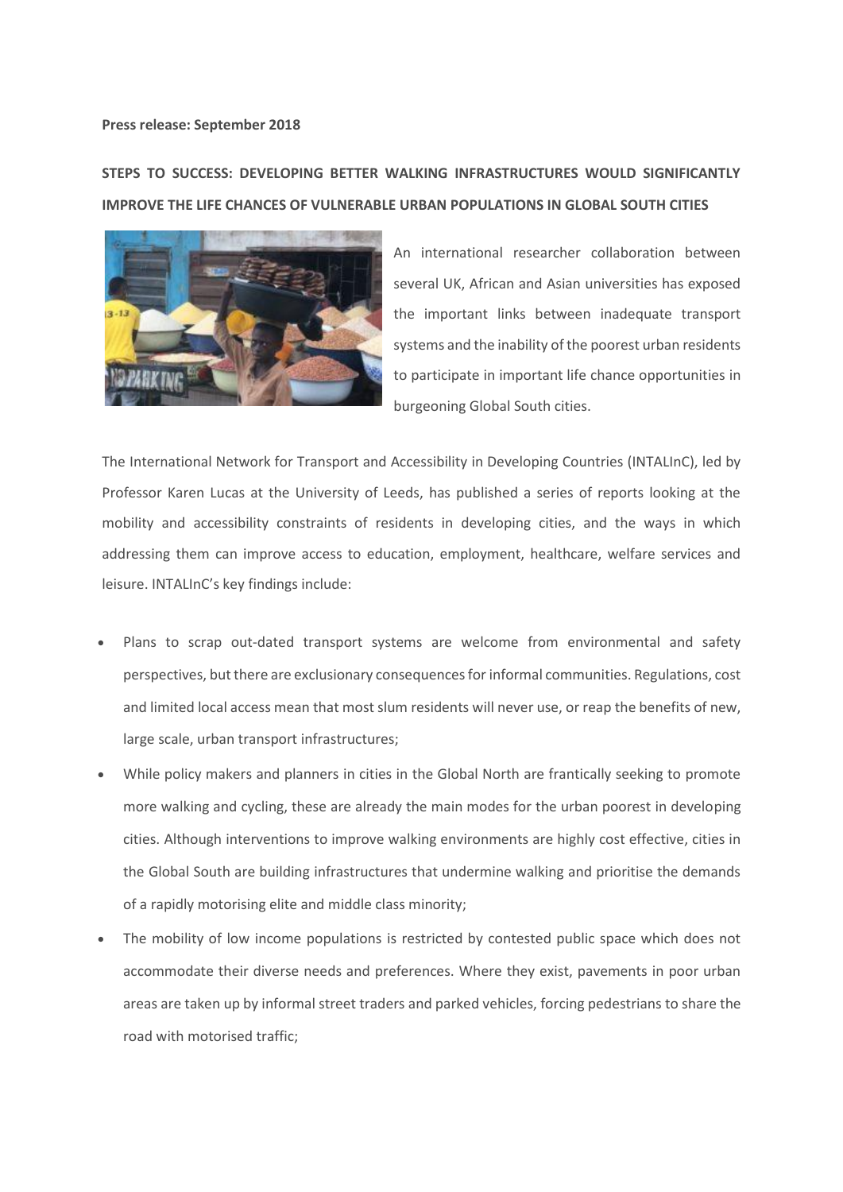**Press release: September 2018**

**STEPS TO SUCCESS: DEVELOPING BETTER WALKING INFRASTRUCTURES WOULD SIGNIFICANTLY IMPROVE THE LIFE CHANCES OF VULNERABLE URBAN POPULATIONS IN GLOBAL SOUTH CITIES**

An international researcher collaboration between several UK, African and Asian universities has exposed the important links between inadequate transport systems and the inability of the poorest urban residents to participate in important life chance opportunities in burgeoning Global South cities.

The International Network for Transport and Accessibility in Developing Countries (INTALInC), led by Professor Karen Lucas at the University of Leeds, has published a series of reports looking at the mobility and accessibility constraints of residents in developing cities, and the ways in which addressing them can improve access to education, employment, healthcare, welfare services and leisure. INTALInC's key findings include:

- Plans to scrap out-dated transport systems are welcome from environmental and safety perspectives, but there are exclusionary consequences for informal communities. Regulations, cost and limited local access mean that most slum residents will never use, or reap the benefits of new, large scale, urban transport infrastructures;
- While policy makers and planners in cities in the Global North are frantically seeking to promote more walking and cycling, these are already the main modes for the urban poorest in developing cities. Although interventions to improve walking environments are highly cost effective, cities in the Global South are building infrastructures that undermine walking and prioritise the demands of a rapidly motorising elite and middle class minority;
- The mobility of low income populations is restricted by contested public space which does not accommodate their diverse needs and preferences. Where they exist, pavements in poor urban areas are taken up by informal street traders and parked vehicles, forcing pedestrians to share the road with motorised traffic;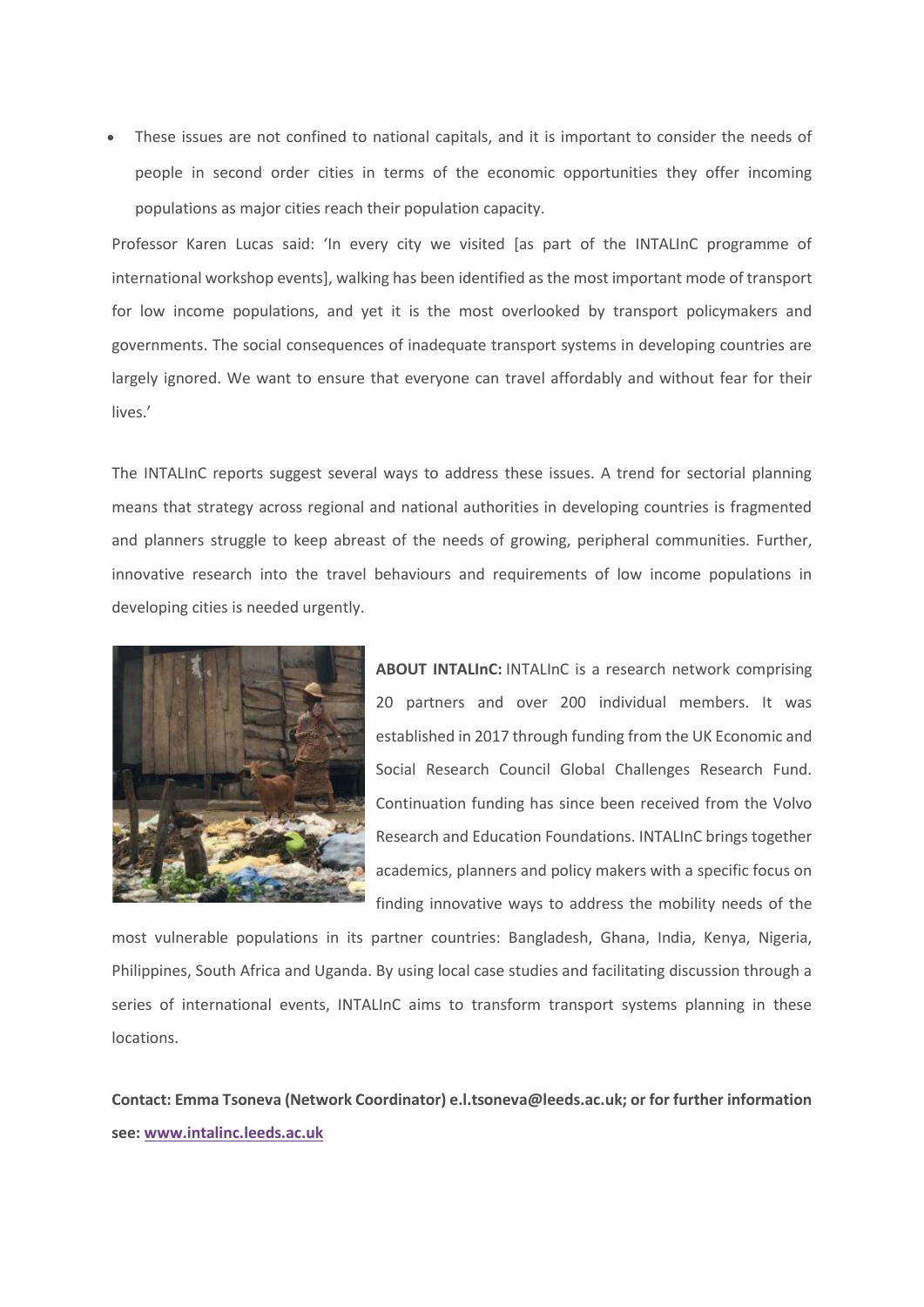- These issues are not confined to national capitals, and it is important to consider the needs of people in second order cities in terms of the economic opportunities they offer incoming populations as major cities reach their population capacity.

Professor Karen Lucas said: 'In every city we visited [as part of the INTALInC programme of international workshop events], walking has been identified as the most important mode of transport for low income populations, and yet it is the most overlooked by transport policymakers and governments. The social consequences of inadequate transport systems in developing countries are largely ignored. We want to ensure that everyone can travel affordably and without fear for their lives.'

The INTALInC reports suggest several ways to address these issues. A trend for sectorial planning means that strategy across regional and national authorities in developing countries is fragmented and planners struggle to keep abreast of the needs of growing, peripheral communities. Further, innovative research into the travel behaviours and requirements of low income populations in developing cities is needed urgently.

**ABOUT INTALInC:** INTALInC is a research network comprising 20 partners and over 200 individual members. It was established in 2017 through funding from the UK Economic and Social Research Council Global Challenges Research Fund. Continuation funding has since been received from the Volvo Research and Education Foundations. INTALInC brings together academics, planners and policy makers with a specific focus on finding innovative ways to address the mobility needs of the most vulnerable populations in its partner countries: Bangladesh, Ghana, India, Kenya, Nigeria, Philippines, South Africa and Uganda. By using local case studies and facilitating discussion through a series of international events, INTALInC aims to transform transport systems planning in these locations.

**Contact: Emma Tsoneva (Network Coordinator) e.l.tsoneva@leeds.ac.uk; or for further information see: [www.intalinc.leeds.ac.uk](www.intalinc.leeds.ac.uk)**